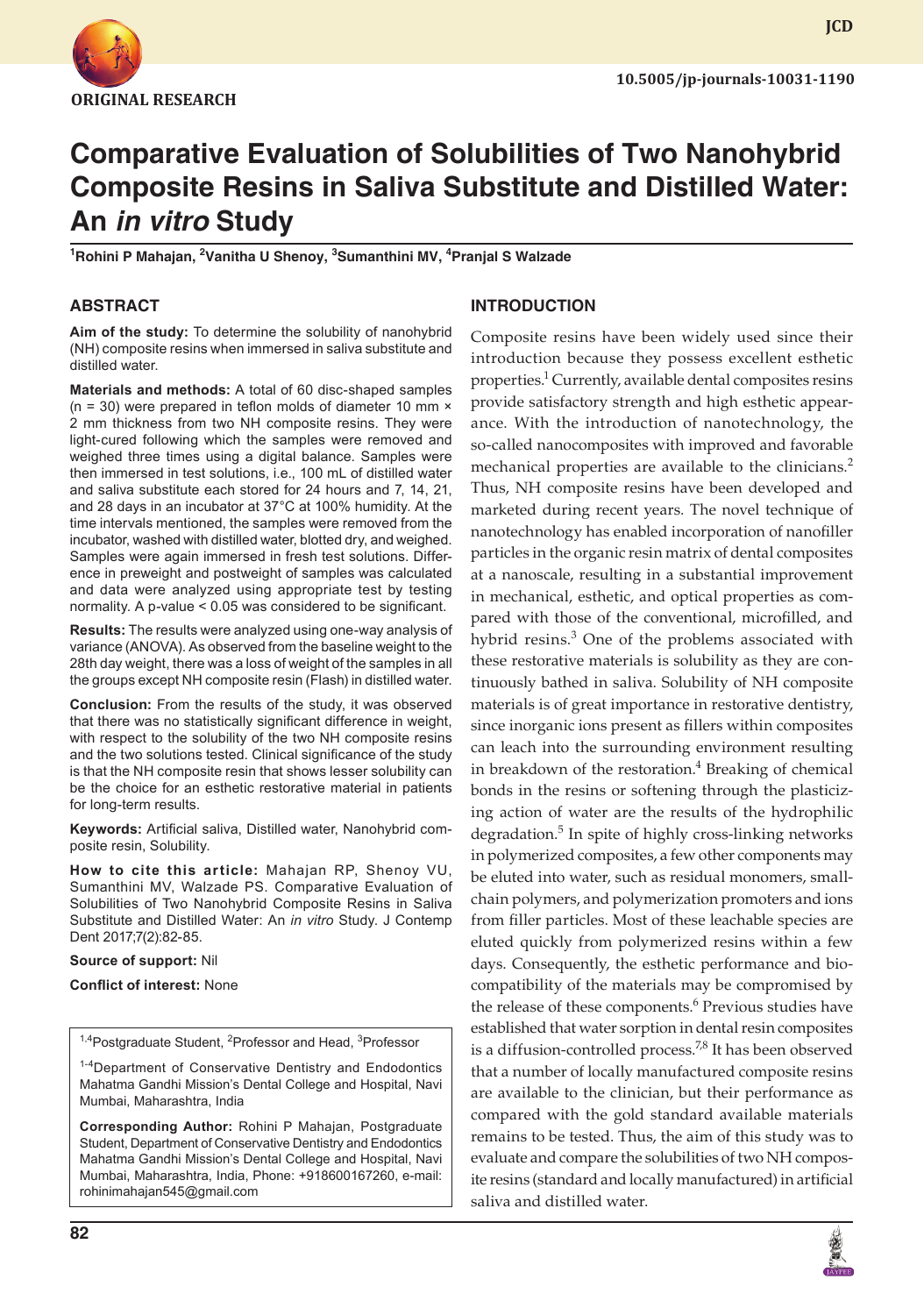ORIGINAL RESEARCH

10.5005/jp-journals-10031-1190

# Comparative Evaluation of Solubilities of Two Nanohybrid Composite Resins in Saliva Substitute and Distilled Water: An *in vitro* Study

[1]Rohini P Mahajan, [2]Vanitha U Shenoy, [3]Sumanthini MV, [4]Pranjal S Walzade

## ABSTRACT

**Aim of the study:** To determine the solubility of nanohybrid (NH) composite resins when immersed in saliva substitute and distilled water.

**Materials and methods:** A total of 60 disc-shaped samples (n = 30) were prepared in teflon molds of diameter 10 mm × 2 mm thickness from two NH composite resins. They were light-cured following which the samples were removed and weighed three times using a digital balance. Samples were then immersed in test solutions, i.e., 100 mL of distilled water and saliva substitute each stored for 24 hours and 7, 14, 21, and 28 days in an incubator at 37°C at 100% humidity. At the time intervals mentioned, the samples were removed from the incubator, washed with distilled water, blotted dry, and weighed. Samples were again immersed in fresh test solutions. Difference in preweight and postweight of samples was calculated and data were analyzed using appropriate test by testing normality. A p-value < 0.05 was considered to be significant.

**Results:** The results were analyzed using one-way analysis of variance (ANOVA). As observed from the baseline weight to the 28th day weight, there was a loss of weight of the samples in all the groups except NH composite resin (Flash) in distilled water.

**Conclusion:** From the results of the study, it was observed that there was no statistically significant difference in weight, with respect to the solubility of the two NH composite resins and the two solutions tested. Clinical significance of the study is that the NH composite resin that shows lesser solubility can be the choice for an esthetic restorative material in patients for long-term results.

**Keywords:** Artificial saliva, Distilled water, Nanohybrid composite resin, Solubility.

**How to cite this article:** Mahajan RP, Shenoy VU, Sumanthini MV, Walzade PS. Comparative Evaluation of Solubilities of Two Nanohybrid Composite Resins in Saliva Substitute and Distilled Water: An *in vitro* Study. J Contemp Dent 2017;7(2):82-85.

**Source of support:** Nil

**Conflict of interest:** None

[1,4]Postgraduate Student, [2]Professor and Head, [3]Professor

[1-4]Department of Conservative Dentistry and Endodontics Mahatma Gandhi Mission's Dental College and Hospital, Navi Mumbai, Maharashtra, India

**Corresponding Author:** Rohini P Mahajan, Postgraduate Student, Department of Conservative Dentistry and Endodontics Mahatma Gandhi Mission's Dental College and Hospital, Navi Mumbai, Maharashtra, India, Phone: +918600167260, e-mail: rohinimahajan545@gmail.com

## INTRODUCTION

Composite resins have been widely used since their introduction because they possess excellent esthetic properties.[1] Currently, available dental composites resins provide satisfactory strength and high esthetic appearance. With the introduction of nanotechnology, the so-called nanocomposites with improved and favorable mechanical properties are available to the clinicians.[2] Thus, NH composite resins have been developed and marketed during recent years. The novel technique of nanotechnology has enabled incorporation of nanofiller particles in the organic resin matrix of dental composites at a nanoscale, resulting in a substantial improvement in mechanical, esthetic, and optical properties as compared with those of the conventional, microfilled, and hybrid resins.[3] One of the problems associated with these restorative materials is solubility as they are continuously bathed in saliva. Solubility of NH composite materials is of great importance in restorative dentistry, since inorganic ions present as fillers within composites can leach into the surrounding environment resulting in breakdown of the restoration.[4] Breaking of chemical bonds in the resins or softening through the plasticizing action of water are the results of the hydrophilic degradation.[5] In spite of highly cross-linking networks in polymerized composites, a few other components may be eluted into water, such as residual monomers, small-chain polymers, and polymerization promoters and ions from filler particles. Most of these leachable species are eluted quickly from polymerized resins within a few days. Consequently, the esthetic performance and biocompatibility of the materials may be compromised by the release of these components.[6] Previous studies have established that water sorption in dental resin composites is a diffusion-controlled process.[7,8] It has been observed that a number of locally manufactured composite resins are available to the clinician, but their performance as compared with the gold standard available materials remains to be tested. Thus, the aim of this study was to evaluate and compare the solubilities of two NH composite resins (standard and locally manufactured) in artificial saliva and distilled water.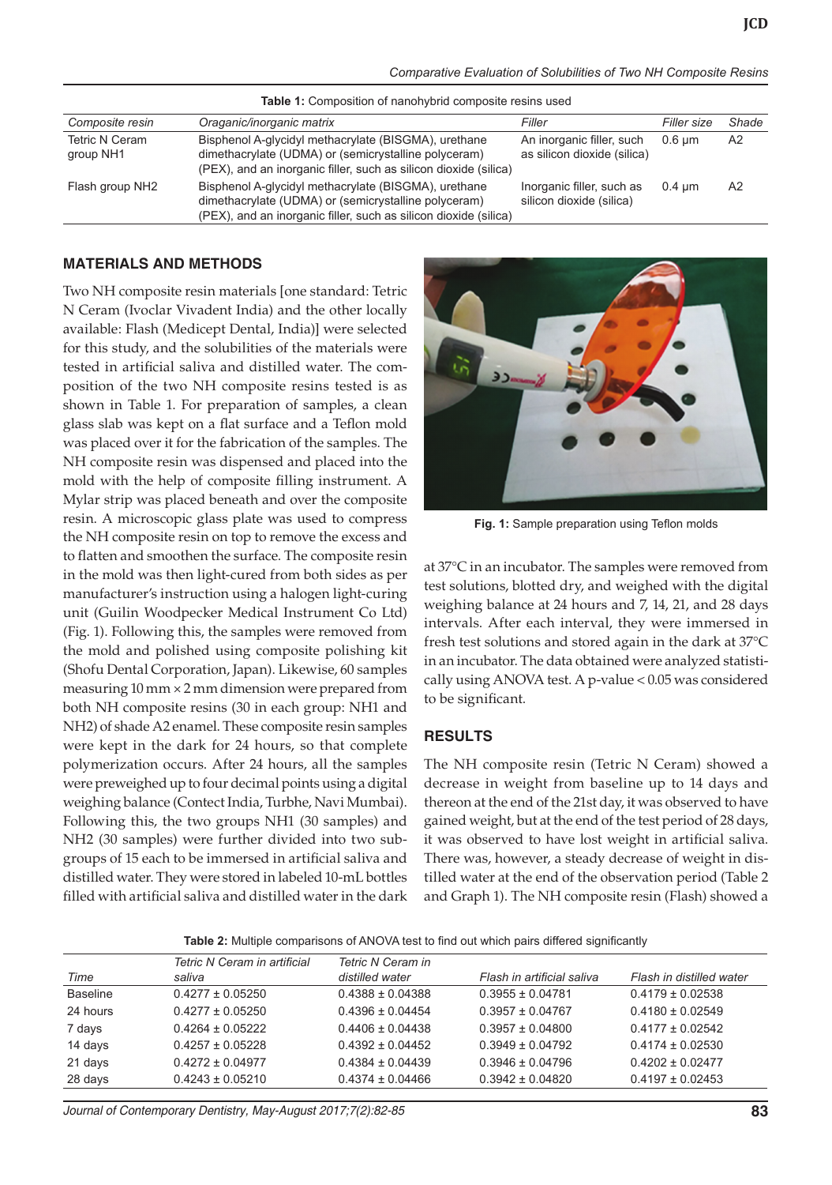**Table 1:** Composition of nanohybrid composite resins used

| *Composite resin* | *Oraganic/inorganic matrix* | *Filler* | *Filler size* | *Shade* |
|---|---|---|---|---|
| Tetric N Ceram group NH1 | Bisphenol A-glycidyl methacrylate (BISGMA), urethane dimethacrylate (UDMA) or (semicrystalline polyceram) (PEX), and an inorganic filler, such as silicon dioxide (silica) | An inorganic filler, such as silicon dioxide (silica) | 0.6 μm | A2 |
| Flash group NH2 | Bisphenol A-glycidyl methacrylate (BISGMA), urethane dimethacrylate (UDMA) or (semicrystalline polyceram) (PEX), and an inorganic filler, such as silicon dioxide (silica) | Inorganic filler, such as silicon dioxide (silica) | 0.4 μm | A2 |

## MATERIALS AND METHODS

Two NH composite resin materials [one standard: Tetric N Ceram (Ivoclar Vivadent India) and the other locally available: Flash (Medicept Dental, India)] were selected for this study, and the solubilities of the materials were tested in artificial saliva and distilled water. The composition of the two NH composite resins tested is as shown in Table 1. For preparation of samples, a clean glass slab was kept on a flat surface and a Teflon mold was placed over it for the fabrication of the samples. The NH composite resin was dispensed and placed into the mold with the help of composite filling instrument. A Mylar strip was placed beneath and over the composite resin. A microscopic glass plate was used to compress the NH composite resin on top to remove the excess and to flatten and smoothen the surface. The composite resin in the mold was then light-cured from both sides as per manufacturer's instruction using a halogen light-curing unit (Guilin Woodpecker Medical Instrument Co Ltd) (Fig. 1). Following this, the samples were removed from the mold and polished using composite polishing kit (Shofu Dental Corporation, Japan). Likewise, 60 samples measuring 10 mm × 2 mm dimension were prepared from both NH composite resins (30 in each group: NH1 and NH2) of shade A2 enamel. These composite resin samples were kept in the dark for 24 hours, so that complete polymerization occurs. After 24 hours, all the samples were preweighed up to four decimal points using a digital weighing balance (Contect India, Turbhe, Navi Mumbai). Following this, the two groups NH1 (30 samples) and NH2 (30 samples) were further divided into two subgroups of 15 each to be immersed in artificial saliva and distilled water. They were stored in labeled 10-mL bottles filled with artificial saliva and distilled water in the dark at 37°C in an incubator. The samples were removed from test solutions, blotted dry, and weighed with the digital weighing balance at 24 hours and 7, 14, 21, and 28 days intervals. After each interval, they were immersed in fresh test solutions and stored again in the dark at 37°C in an incubator. The data obtained were analyzed statistically using ANOVA test. A p-value < 0.05 was considered to be significant.

**Fig. 1:** Sample preparation using Teflon molds

## RESULTS

The NH composite resin (Tetric N Ceram) showed a decrease in weight from baseline up to 14 days and thereon at the end of the 21st day, it was observed to have gained weight, but at the end of the test period of 28 days, it was observed to have lost weight in artificial saliva. There was, however, a steady decrease of weight in distilled water at the end of the observation period (Table 2 and Graph 1). The NH composite resin (Flash) showed a

**Table 2:** Multiple comparisons of ANOVA test to find out which pairs differed significantly

| *Time* | *Tetric N Ceram in artificial saliva* | *Tetric N Ceram in distilled water* | *Flash in artificial saliva* | *Flash in distilled water* |
|---|---|---|---|---|
| Baseline | 0.4277 ± 0.05250 | 0.4388 ± 0.04388 | 0.3955 ± 0.04781 | 0.4179 ± 0.02538 |
| 24 hours | 0.4277 ± 0.05250 | 0.4396 ± 0.04454 | 0.3957 ± 0.04767 | 0.4180 ± 0.02549 |
| 7 days | 0.4264 ± 0.05222 | 0.4406 ± 0.04438 | 0.3957 ± 0.04800 | 0.4177 ± 0.02542 |
| 14 days | 0.4257 ± 0.05228 | 0.4392 ± 0.04452 | 0.3949 ± 0.04792 | 0.4174 ± 0.02530 |
| 21 days | 0.4272 ± 0.04977 | 0.4384 ± 0.04439 | 0.3946 ± 0.04796 | 0.4202 ± 0.02477 |
| 28 days | 0.4243 ± 0.05210 | 0.4374 ± 0.04466 | 0.3942 ± 0.04820 | 0.4197 ± 0.02453 |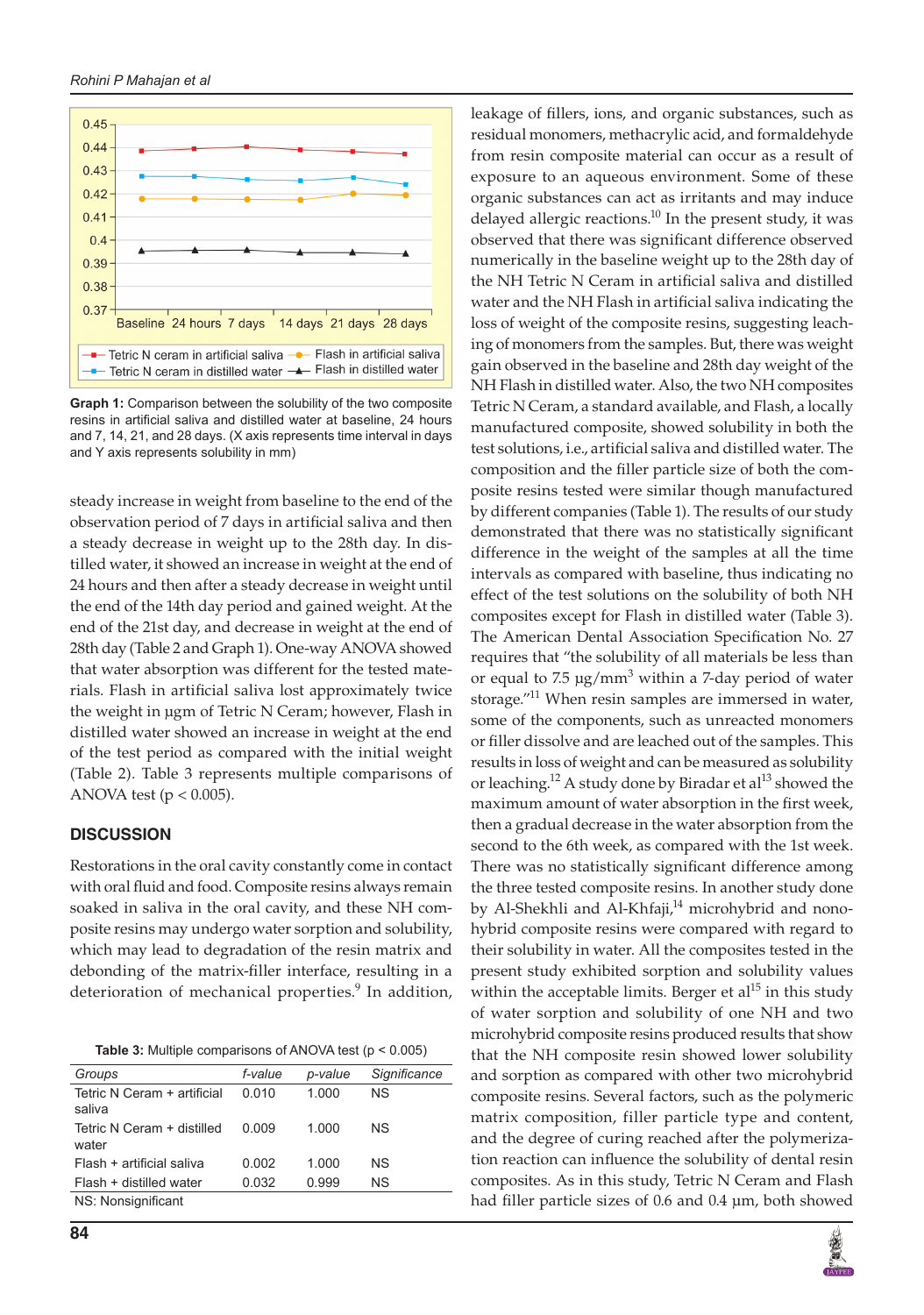Graph 1: Comparison between the solubility of the two composite resins in artificial saliva and distilled water at baseline, 24 hours and 7, 14, 21, and 28 days. (X axis represents time interval in days and Y axis represents solubility in mm)

steady increase in weight from baseline to the end of the observation period of 7 days in artificial saliva and then a steady decrease in weight up to the 28th day. In distilled water, it showed an increase in weight at the end of 24 hours and then after a steady decrease in weight until the end of the 14th day period and gained weight. At the end of the 21st day, and decrease in weight at the end of 28th day (Table 2 and Graph 1). One-way ANOVA showed that water absorption was different for the tested materials. Flash in artificial saliva lost approximately twice the weight in µgm of Tetric N Ceram; however, Flash in distilled water showed an increase in weight at the end of the test period as compared with the initial weight (Table 2). Table 3 represents multiple comparisons of ANOVA test ($p < 0.005$).

## DISCUSSION

Restorations in the oral cavity constantly come in contact with oral fluid and food. Composite resins always remain soaked in saliva in the oral cavity, and these NH composite resins may undergo water sorption and solubility, which may lead to degradation of the resin matrix and debonding of the matrix-filler interface, resulting in a deterioration of mechanical properties.[9] In addition, leakage of fillers, ions, and organic substances, such as residual monomers, methacrylic acid, and formaldehyde from resin composite material can occur as a result of exposure to an aqueous environment. Some of these organic substances can act as irritants and may induce delayed allergic reactions.[10] In the present study, it was observed that there was significant difference observed numerically in the baseline weight up to the 28th day of the NH Tetric N Ceram in artificial saliva and distilled water and the NH Flash in artificial saliva indicating the loss of weight of the composite resins, suggesting leaching of monomers from the samples. But, there was weight gain observed in the baseline and 28th day weight of the NH Flash in distilled water. Also, the two NH composites Tetric N Ceram, a standard available, and Flash, a locally manufactured composite, showed solubility in both the test solutions, i.e., artificial saliva and distilled water. The composition and the filler particle size of both the composite resins tested were similar though manufactured by different companies (Table 1). The results of our study demonstrated that there was no statistically significant difference in the weight of the samples at all the time intervals as compared with baseline, thus indicating no effect of the test solutions on the solubility of both NH composites except for Flash in distilled water (Table 3). The American Dental Association Specification No. 27 requires that "the solubility of all materials be less than or equal to 7.5 $\mu g/mm^3$ within a 7-day period of water storage."[11] When resin samples are immersed in water, some of the components, such as unreacted monomers or filler dissolve and are leached out of the samples. This results in loss of weight and can be measured as solubility or leaching.[12] A study done by Biradar et al[13] showed the maximum amount of water absorption in the first week, then a gradual decrease in the water absorption from the second to the 6th week, as compared with the 1st week. There was no statistically significant difference among the three tested composite resins. In another study done by Al-Shekhli and Al-Khfaji,[14] microhybrid and nonohybrid composite resins were compared with regard to their solubility in water. All the composites tested in the present study exhibited sorption and solubility values within the acceptable limits. Berger et al[15] in this study of water sorption and solubility of one NH and two microhybrid composite resins produced results that show that the NH composite resin showed lower solubility and sorption as compared with other two microhybrid composite resins. Several factors, such as the polymeric matrix composition, filler particle type and content, and the degree of curing reached after the polymerization reaction can influence the solubility of dental resin composites. As in this study, Tetric N Ceram and Flash had filler particle sizes of 0.6 and 0.4 µm, both showed

**Table 3:** Multiple comparisons of ANOVA test ($p < 0.005$)

| *Groups* | *f-value* | *p-value* | *Significance* |
|---|---|---|---|
| Tetric N Ceram + artificial saliva | 0.010 | 1.000 | NS |
| Tetric N Ceram + distilled water | 0.009 | 1.000 | NS |
| Flash + artificial saliva | 0.002 | 1.000 | NS |
| Flash + distilled water | 0.032 | 0.999 | NS |

NS: Nonsignificant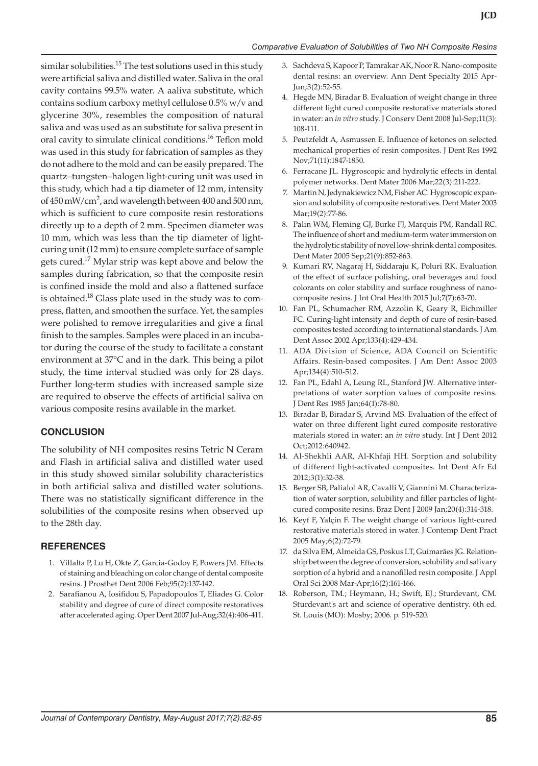similar solubilities.[15] The test solutions used in this study were artificial saliva and distilled water. Saliva in the oral cavity contains 99.5% water. A aaliva substitute, which contains sodium carboxy methyl cellulose 0.5% w/v and glycerine 30%, resembles the composition of natural saliva and was used as an substitute for saliva present in oral cavity to simulate clinical conditions.[16] Teflon mold was used in this study for fabrication of samples as they do not adhere to the mold and can be easily prepared. The quartz–tungsten–halogen light-curing unit was used in this study, which had a tip diameter of 12 mm, intensity of 450 mW/cm$^2$, and wavelength between 400 and 500 nm, which is sufficient to cure composite resin restorations directly up to a depth of 2 mm. Specimen diameter was 10 mm, which was less than the tip diameter of light-curing unit (12 mm) to ensure complete surface of sample gets cured.[17] Mylar strip was kept above and below the samples during fabrication, so that the composite resin is confined inside the mold and also a flattened surface is obtained.[18] Glass plate used in the study was to compress, flatten, and smoothen the surface. Yet, the samples were polished to remove irregularities and give a final finish to the samples. Samples were placed in an incubator during the course of the study to facilitate a constant environment at 37°C and in the dark. This being a pilot study, the time interval studied was only for 28 days. Further long-term studies with increased sample size are required to observe the effects of artificial saliva on various composite resins available in the market.

## CONCLUSION

The solubility of NH composites resins Tetric N Ceram and Flash in artificial saliva and distilled water used in this study showed similar solubility characteristics in both artificial saliva and distilled water solutions. There was no statistically significant difference in the solubilities of the composite resins when observed up to the 28th day.

## REFERENCES

1. Villalta P, Lu H, Okte Z, Garcia-Godoy F, Powers JM. Effects of staining and bleaching on color change of dental composite resins. J Prosthet Dent 2006 Feb;95(2):137-142.
2. Sarafianou A, Iosifidou S, Papadopoulos T, Eliades G. Color stability and degree of cure of direct composite restoratives after accelerated aging. Oper Dent 2007 Jul-Aug;32(4):406-411.
3. Sachdeva S, Kapoor P, Tamrakar AK, Noor R. Nano-composite dental resins: an overview. Ann Dent Specialty 2015 Apr-Jun;3(2):52-55.
4. Hegde MN, Biradar B. Evaluation of weight change in three different light cured composite restorative materials stored in water: an *in vitro* study. J Conserv Dent 2008 Jul-Sep;11(3): 108-111.
5. Peutzfeldt A, Asmussen E. Influence of ketones on selected mechanical properties of resin composites. J Dent Res 1992 Nov;71(11):1847-1850.
6. Ferracane JL. Hygroscopic and hydrolytic effects in dental polymer networks. Dent Mater 2006 Mar;22(3):211-222.
7. Martin N, Jedynakiewicz NM, Fisher AC. Hygroscopic expansion and solubility of composite restoratives. Dent Mater 2003 Mar;19(2):77-86.
8. Palin WM, Fleming GJ, Burke FJ, Marquis PM, Randall RC. The influence of short and medium-term water immersion on the hydrolytic stability of novel low-shrink dental composites. Dent Mater 2005 Sep;21(9):852-863.
9. Kumari RV, Nagaraj H, Siddaraju K, Poluri RK. Evaluation of the effect of surface polishing, oral beverages and food colorants on color stability and surface roughness of nanocomposite resins. J Int Oral Health 2015 Jul;7(7):63-70.
10. Fan PL, Schumacher RM, Azzolin K, Geary R, Eichmiller FC. Curing-light intensity and depth of cure of resin-based composites tested according to international standards. J Am Dent Assoc 2002 Apr;133(4):429-434.
11. ADA Division of Science, ADA Council on Scientific Affairs. Resin-based composites. J Am Dent Assoc 2003 Apr;134(4):510-512.
12. Fan PL, Edahl A, Leung RL, Stanford JW. Alternative interpretations of water sorption values of composite resins. J Dent Res 1985 Jan;64(1):78-80.
13. Biradar B, Biradar S, Arvind MS. Evaluation of the effect of water on three different light cured composite restorative materials stored in water: an *in vitro* study. Int J Dent 2012 Oct;2012:640942.
14. Al-Shekhli AAR, Al-Khfaji HH. Sorption and solubility of different light-activated composites. Int Dent Afr Ed 2012;3(1):32-38.
15. Berger SB, Palialol AR, Cavalli V, Giannini M. Characterization of water sorption, solubility and filler particles of light-cured composite resins. Braz Dent J 2009 Jan;20(4):314-318.
16. Keyf F, Yalçin F. The weight change of various light-cured restorative materials stored in water. J Contemp Dent Pract 2005 May;6(2):72-79.
17. da Silva EM, Almeida GS, Poskus LT, Guimarães JG. Relationship between the degree of conversion, solubility and salivary sorption of a hybrid and a nanofilled resin composite. J Appl Oral Sci 2008 Mar-Apr;16(2):161-166.
18. Roberson, TM.; Heymann, H.; Swift, EJ.; Sturdevant, CM. Sturdevant's art and science of operative dentistry. 6th ed. St. Louis (MO): Mosby; 2006. p. 519-520.